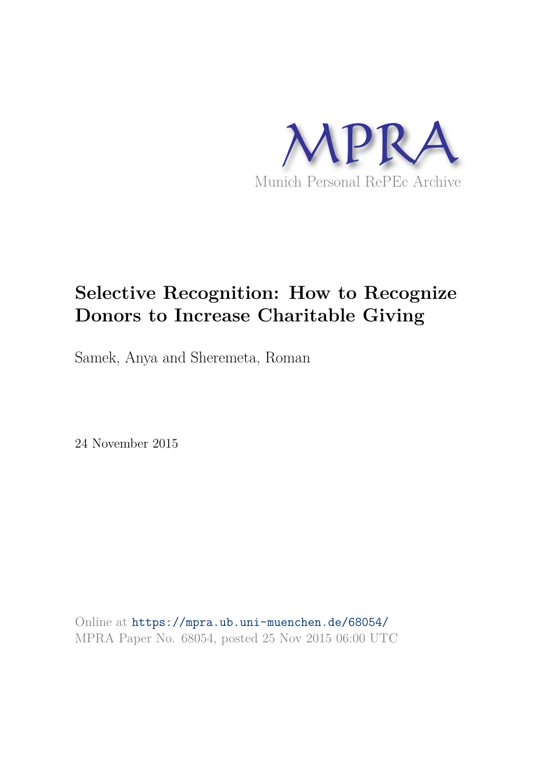MPRA

Munich Personal RePEc Archive

# Selective Recognition: How to Recognize Donors to Increase Charitable Giving

Samek, Anya and Sheremeta, Roman

24 November 2015

Online at https://mpra.ub.uni-muenchen.de/68054/
MPRA Paper No. 68054, posted 25 Nov 2015 06:00 UTC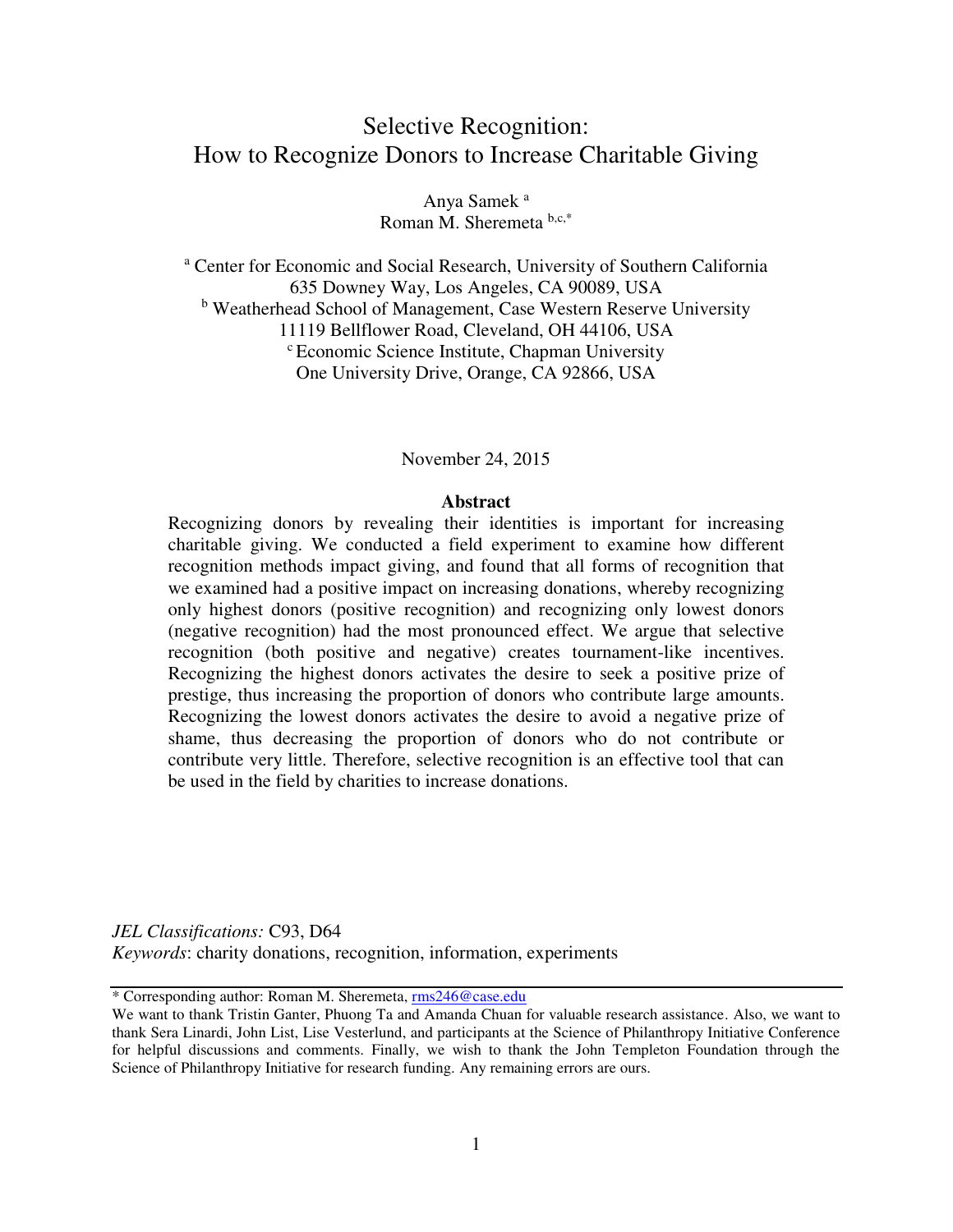# Selective Recognition:
# How to Recognize Donors to Increase Charitable Giving

Anya Samek [a]
Roman M. Sheremeta [b,c,*]

[a] Center for Economic and Social Research, University of Southern California
635 Downey Way, Los Angeles, CA 90089, USA
[b] Weatherhead School of Management, Case Western Reserve University
11119 Bellflower Road, Cleveland, OH 44106, USA
[c] Economic Science Institute, Chapman University
One University Drive, Orange, CA 92866, USA

November 24, 2015

**Abstract**

Recognizing donors by revealing their identities is important for increasing charitable giving. We conducted a field experiment to examine how different recognition methods impact giving, and found that all forms of recognition that we examined had a positive impact on increasing donations, whereby recognizing only highest donors (positive recognition) and recognizing only lowest donors (negative recognition) had the most pronounced effect. We argue that selective recognition (both positive and negative) creates tournament-like incentives. Recognizing the highest donors activates the desire to seek a positive prize of prestige, thus increasing the proportion of donors who contribute large amounts. Recognizing the lowest donors activates the desire to avoid a negative prize of shame, thus decreasing the proportion of donors who do not contribute or contribute very little. Therefore, selective recognition is an effective tool that can be used in the field by charities to increase donations.

*JEL Classifications:* C93, D64
*Keywords*: charity donations, recognition, information, experiments

---

\* Corresponding author: Roman M. Sheremeta, rms246@case.edu

We want to thank Tristin Ganter, Phuong Ta and Amanda Chuan for valuable research assistance. Also, we want to thank Sera Linardi, John List, Lise Vesterlund, and participants at the Science of Philanthropy Initiative Conference for helpful discussions and comments. Finally, we wish to thank the John Templeton Foundation through the Science of Philanthropy Initiative for research funding. Any remaining errors are ours.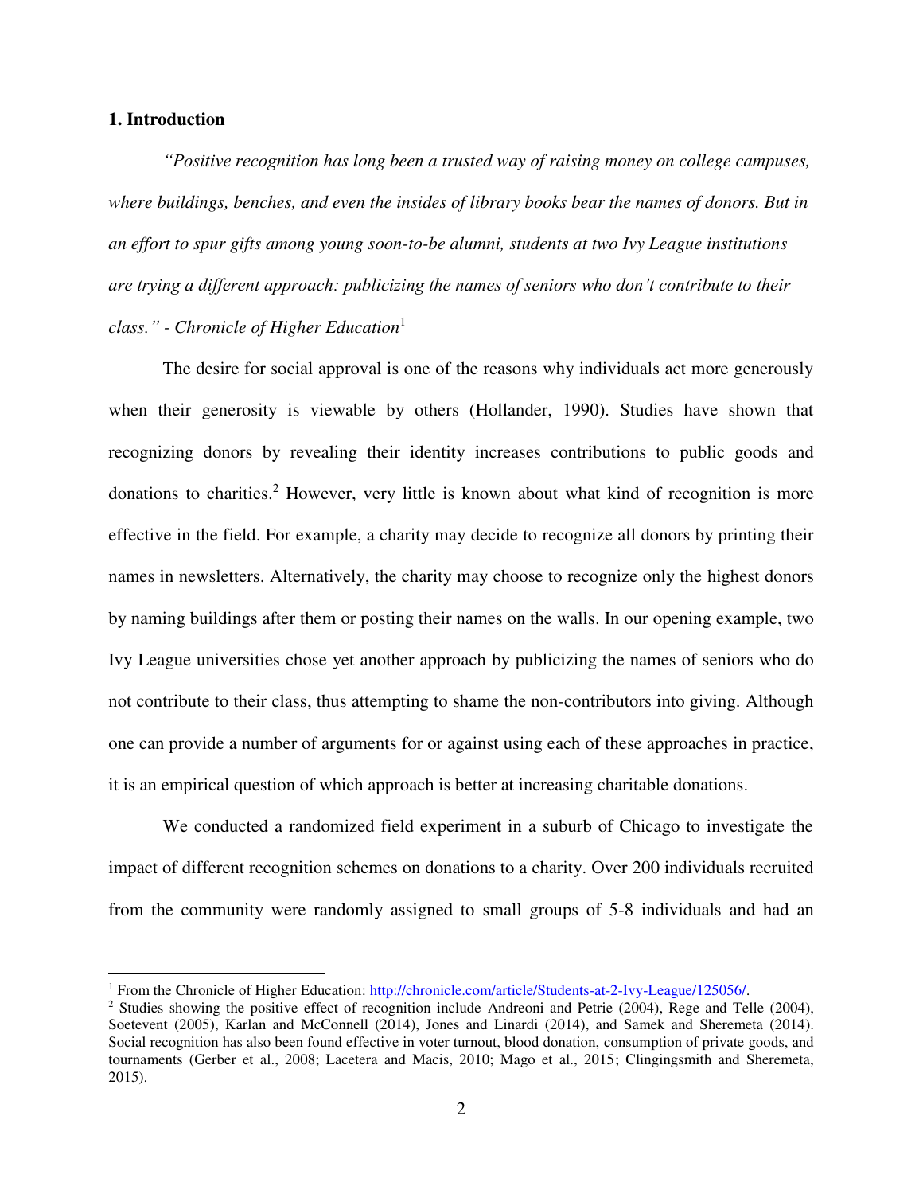## 1. Introduction

*"Positive recognition has long been a trusted way of raising money on college campuses, where buildings, benches, and even the insides of library books bear the names of donors. But in an effort to spur gifts among young soon-to-be alumni, students at two Ivy League institutions are trying a different approach: publicizing the names of seniors who don't contribute to their class." - Chronicle of Higher Education*[1]

The desire for social approval is one of the reasons why individuals act more generously when their generosity is viewable by others (Hollander, 1990). Studies have shown that recognizing donors by revealing their identity increases contributions to public goods and donations to charities.[2] However, very little is known about what kind of recognition is more effective in the field. For example, a charity may decide to recognize all donors by printing their names in newsletters. Alternatively, the charity may choose to recognize only the highest donors by naming buildings after them or posting their names on the walls. In our opening example, two Ivy League universities chose yet another approach by publicizing the names of seniors who do not contribute to their class, thus attempting to shame the non-contributors into giving. Although one can provide a number of arguments for or against using each of these approaches in practice, it is an empirical question of which approach is better at increasing charitable donations.

We conducted a randomized field experiment in a suburb of Chicago to investigate the impact of different recognition schemes on donations to a charity. Over 200 individuals recruited from the community were randomly assigned to small groups of 5-8 individuals and had an

---

[1] From the Chronicle of Higher Education: http://chronicle.com/article/Students-at-2-Ivy-League/125056/.

[2] Studies showing the positive effect of recognition include Andreoni and Petrie (2004), Rege and Telle (2004), Soetevent (2005), Karlan and McConnell (2014), Jones and Linardi (2014), and Samek and Sheremeta (2014). Social recognition has also been found effective in voter turnout, blood donation, consumption of private goods, and tournaments (Gerber et al., 2008; Lacetera and Macis, 2010; Mago et al., 2015; Clingingsmith and Sheremeta, 2015).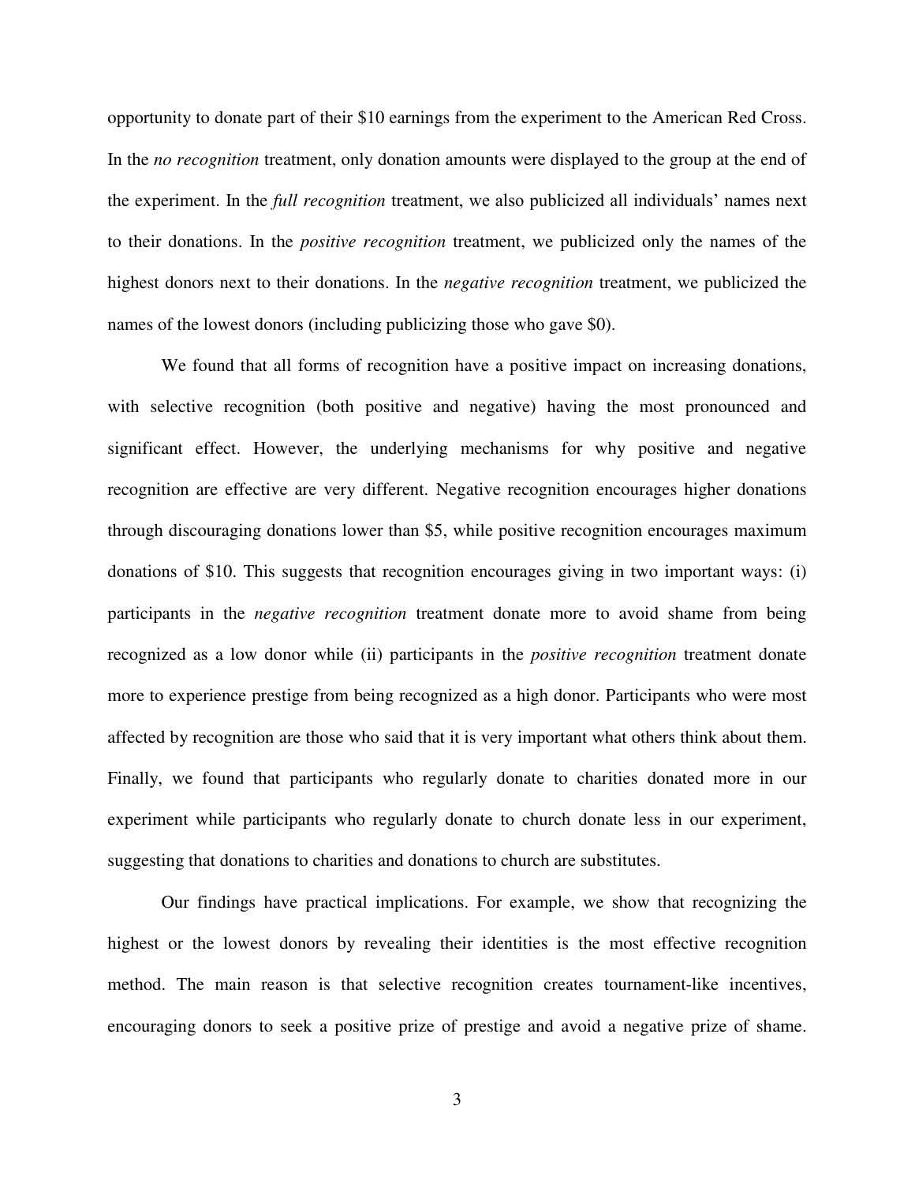opportunity to donate part of their $10 earnings from the experiment to the American Red Cross. In the *no recognition* treatment, only donation amounts were displayed to the group at the end of the experiment. In the *full recognition* treatment, we also publicized all individuals' names next to their donations. In the *positive recognition* treatment, we publicized only the names of the highest donors next to their donations. In the *negative recognition* treatment, we publicized the names of the lowest donors (including publicizing those who gave $0).

We found that all forms of recognition have a positive impact on increasing donations, with selective recognition (both positive and negative) having the most pronounced and significant effect. However, the underlying mechanisms for why positive and negative recognition are effective are very different. Negative recognition encourages higher donations through discouraging donations lower than $5, while positive recognition encourages maximum donations of $10. This suggests that recognition encourages giving in two important ways: (i) participants in the *negative recognition* treatment donate more to avoid shame from being recognized as a low donor while (ii) participants in the *positive recognition* treatment donate more to experience prestige from being recognized as a high donor. Participants who were most affected by recognition are those who said that it is very important what others think about them. Finally, we found that participants who regularly donate to charities donated more in our experiment while participants who regularly donate to church donate less in our experiment, suggesting that donations to charities and donations to church are substitutes.

Our findings have practical implications. For example, we show that recognizing the highest or the lowest donors by revealing their identities is the most effective recognition method. The main reason is that selective recognition creates tournament-like incentives, encouraging donors to seek a positive prize of prestige and avoid a negative prize of shame.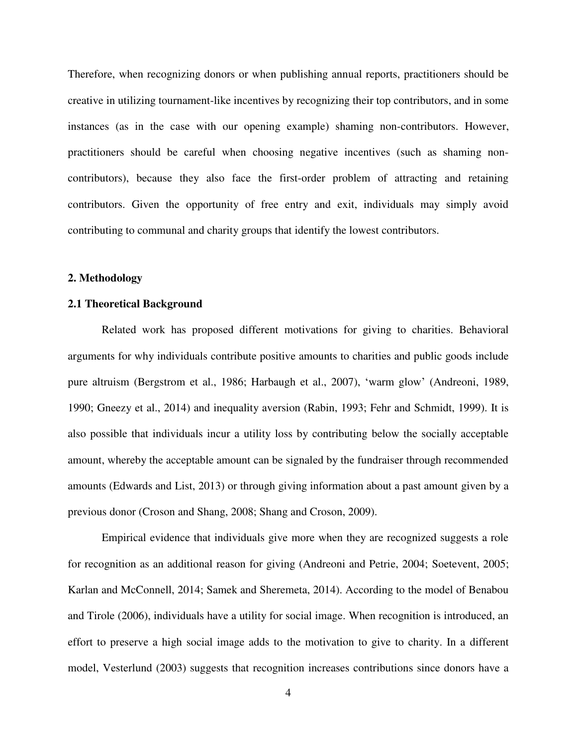Therefore, when recognizing donors or when publishing annual reports, practitioners should be creative in utilizing tournament-like incentives by recognizing their top contributors, and in some instances (as in the case with our opening example) shaming non-contributors. However, practitioners should be careful when choosing negative incentives (such as shaming non-contributors), because they also face the first-order problem of attracting and retaining contributors. Given the opportunity of free entry and exit, individuals may simply avoid contributing to communal and charity groups that identify the lowest contributors.

## 2. Methodology

### 2.1 Theoretical Background

Related work has proposed different motivations for giving to charities. Behavioral arguments for why individuals contribute positive amounts to charities and public goods include pure altruism (Bergstrom et al., 1986; Harbaugh et al., 2007), 'warm glow' (Andreoni, 1989, 1990; Gneezy et al., 2014) and inequality aversion (Rabin, 1993; Fehr and Schmidt, 1999). It is also possible that individuals incur a utility loss by contributing below the socially acceptable amount, whereby the acceptable amount can be signaled by the fundraiser through recommended amounts (Edwards and List, 2013) or through giving information about a past amount given by a previous donor (Croson and Shang, 2008; Shang and Croson, 2009).

Empirical evidence that individuals give more when they are recognized suggests a role for recognition as an additional reason for giving (Andreoni and Petrie, 2004; Soetevent, 2005; Karlan and McConnell, 2014; Samek and Sheremeta, 2014). According to the model of Benabou and Tirole (2006), individuals have a utility for social image. When recognition is introduced, an effort to preserve a high social image adds to the motivation to give to charity. In a different model, Vesterlund (2003) suggests that recognition increases contributions since donors have a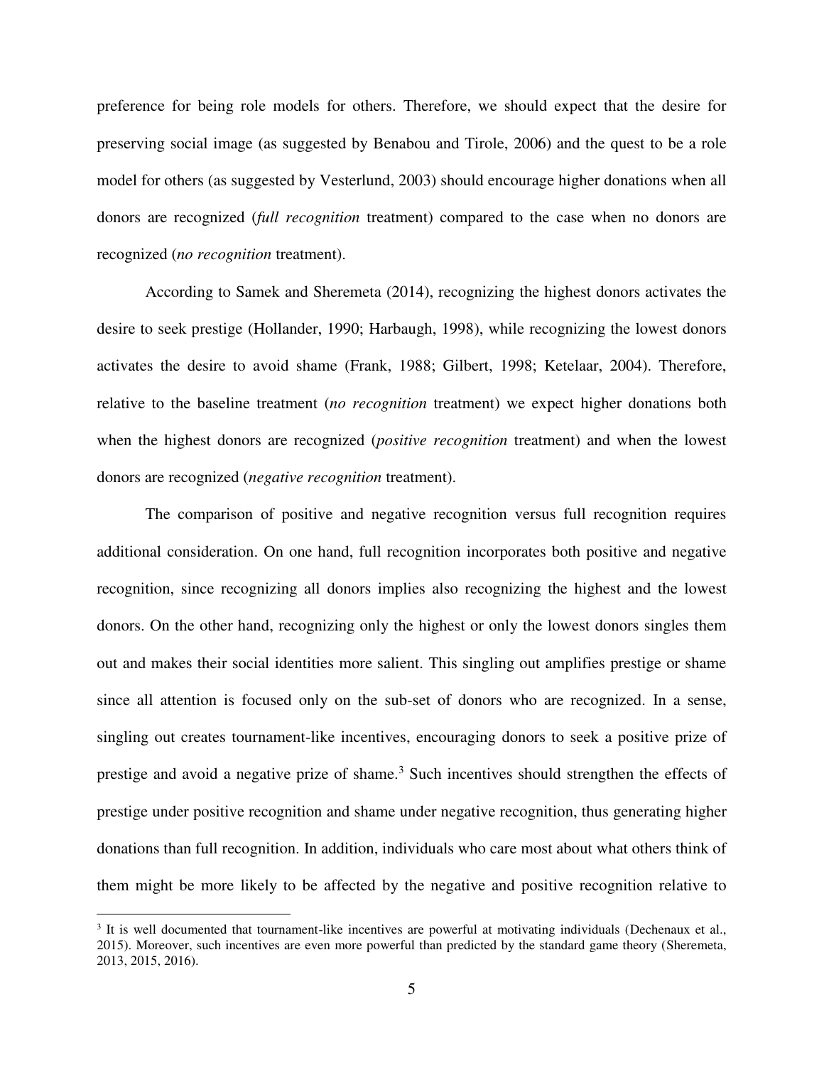preference for being role models for others. Therefore, we should expect that the desire for preserving social image (as suggested by Benabou and Tirole, 2006) and the quest to be a role model for others (as suggested by Vesterlund, 2003) should encourage higher donations when all donors are recognized (*full recognition* treatment) compared to the case when no donors are recognized (*no recognition* treatment).

According to Samek and Sheremeta (2014), recognizing the highest donors activates the desire to seek prestige (Hollander, 1990; Harbaugh, 1998), while recognizing the lowest donors activates the desire to avoid shame (Frank, 1988; Gilbert, 1998; Ketelaar, 2004). Therefore, relative to the baseline treatment (*no recognition* treatment) we expect higher donations both when the highest donors are recognized (*positive recognition* treatment) and when the lowest donors are recognized (*negative recognition* treatment).

The comparison of positive and negative recognition versus full recognition requires additional consideration. On one hand, full recognition incorporates both positive and negative recognition, since recognizing all donors implies also recognizing the highest and the lowest donors. On the other hand, recognizing only the highest or only the lowest donors singles them out and makes their social identities more salient. This singling out amplifies prestige or shame since all attention is focused only on the sub-set of donors who are recognized. In a sense, singling out creates tournament-like incentives, encouraging donors to seek a positive prize of prestige and avoid a negative prize of shame.[3] Such incentives should strengthen the effects of prestige under positive recognition and shame under negative recognition, thus generating higher donations than full recognition. In addition, individuals who care most about what others think of them might be more likely to be affected by the negative and positive recognition relative to

[3] It is well documented that tournament-like incentives are powerful at motivating individuals (Dechenaux et al., 2015). Moreover, such incentives are even more powerful than predicted by the standard game theory (Sheremeta, 2013, 2015, 2016).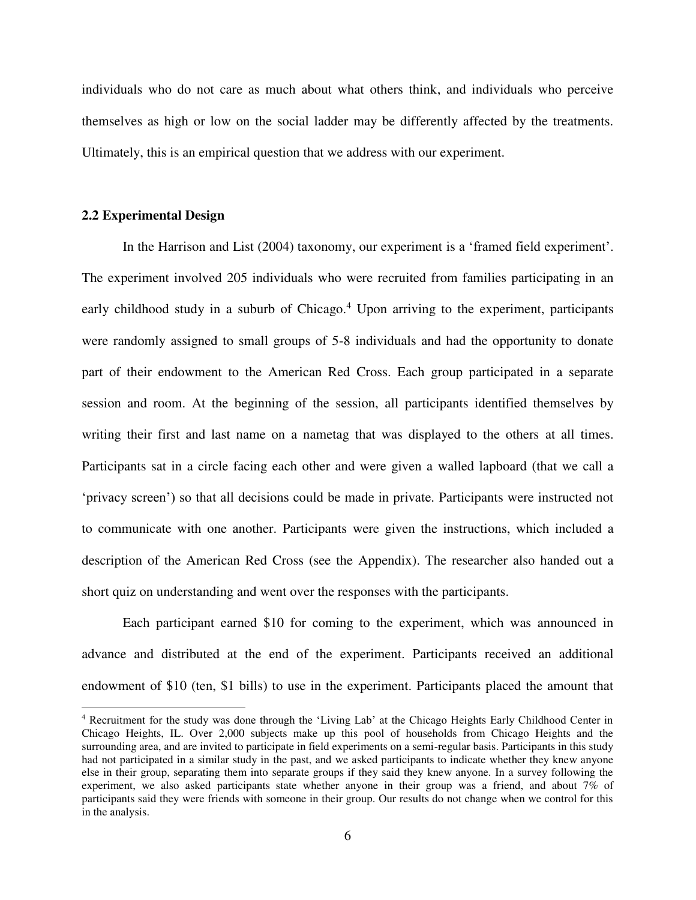individuals who do not care as much about what others think, and individuals who perceive themselves as high or low on the social ladder may be differently affected by the treatments. Ultimately, this is an empirical question that we address with our experiment.

### 2.2 Experimental Design

In the Harrison and List (2004) taxonomy, our experiment is a 'framed field experiment'. The experiment involved 205 individuals who were recruited from families participating in an early childhood study in a suburb of Chicago.[4] Upon arriving to the experiment, participants were randomly assigned to small groups of 5-8 individuals and had the opportunity to donate part of their endowment to the American Red Cross. Each group participated in a separate session and room. At the beginning of the session, all participants identified themselves by writing their first and last name on a nametag that was displayed to the others at all times. Participants sat in a circle facing each other and were given a walled lapboard (that we call a 'privacy screen') so that all decisions could be made in private. Participants were instructed not to communicate with one another. Participants were given the instructions, which included a description of the American Red Cross (see the Appendix). The researcher also handed out a short quiz on understanding and went over the responses with the participants.

Each participant earned $10 for coming to the experiment, which was announced in advance and distributed at the end of the experiment. Participants received an additional endowment of $10 (ten, $1 bills) to use in the experiment. Participants placed the amount that

[4] Recruitment for the study was done through the 'Living Lab' at the Chicago Heights Early Childhood Center in Chicago Heights, IL. Over 2,000 subjects make up this pool of households from Chicago Heights and the surrounding area, and are invited to participate in field experiments on a semi-regular basis. Participants in this study had not participated in a similar study in the past, and we asked participants to indicate whether they knew anyone else in their group, separating them into separate groups if they said they knew anyone. In a survey following the experiment, we also asked participants state whether anyone in their group was a friend, and about 7% of participants said they were friends with someone in their group. Our results do not change when we control for this in the analysis.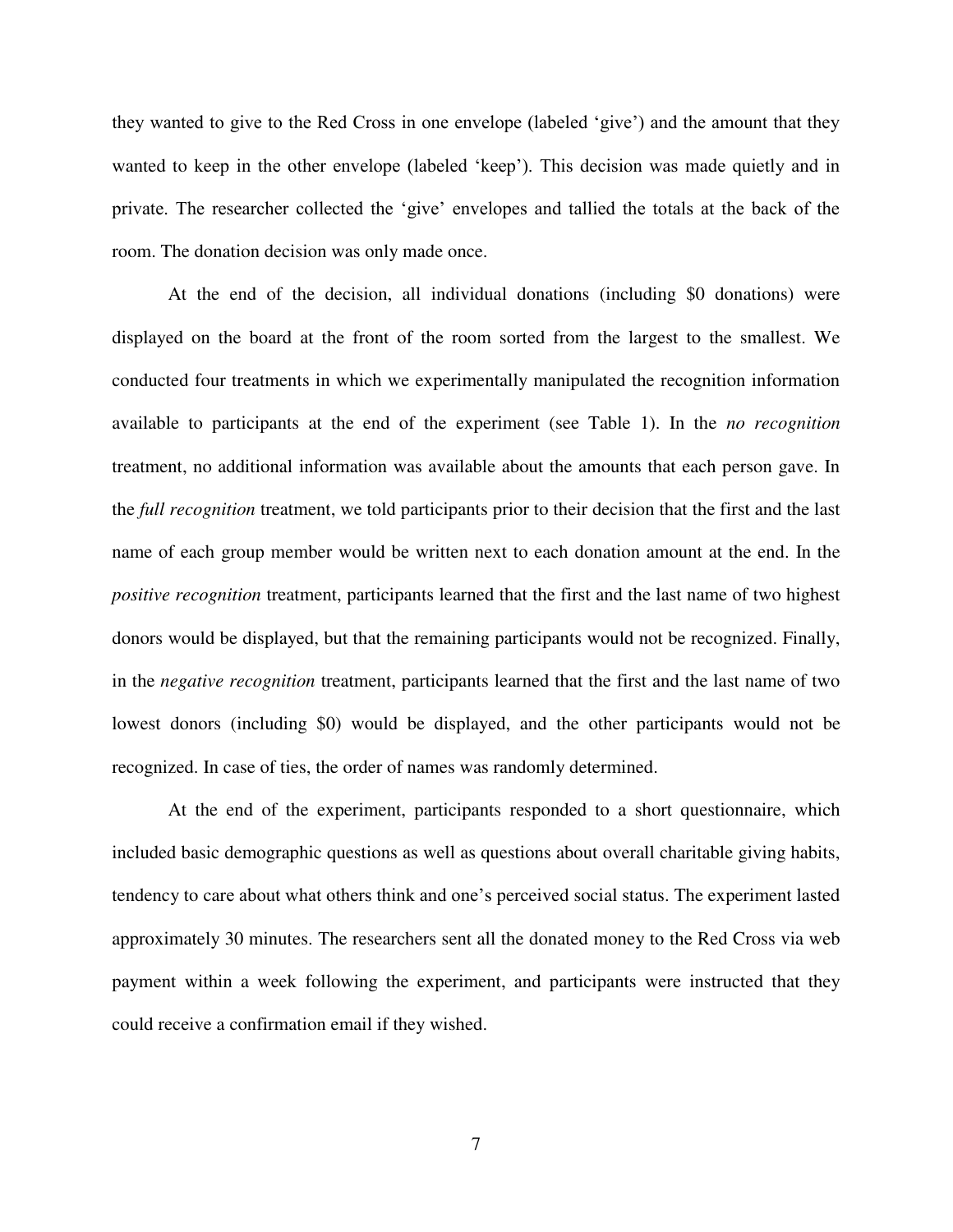they wanted to give to the Red Cross in one envelope (labeled 'give') and the amount that they wanted to keep in the other envelope (labeled 'keep'). This decision was made quietly and in private. The researcher collected the 'give' envelopes and tallied the totals at the back of the room. The donation decision was only made once.

At the end of the decision, all individual donations (including $0 donations) were displayed on the board at the front of the room sorted from the largest to the smallest. We conducted four treatments in which we experimentally manipulated the recognition information available to participants at the end of the experiment (see Table 1). In the *no recognition* treatment, no additional information was available about the amounts that each person gave. In the *full recognition* treatment, we told participants prior to their decision that the first and the last name of each group member would be written next to each donation amount at the end. In the *positive recognition* treatment, participants learned that the first and the last name of two highest donors would be displayed, but that the remaining participants would not be recognized. Finally, in the *negative recognition* treatment, participants learned that the first and the last name of two lowest donors (including $0) would be displayed, and the other participants would not be recognized. In case of ties, the order of names was randomly determined.

At the end of the experiment, participants responded to a short questionnaire, which included basic demographic questions as well as questions about overall charitable giving habits, tendency to care about what others think and one's perceived social status. The experiment lasted approximately 30 minutes. The researchers sent all the donated money to the Red Cross via web payment within a week following the experiment, and participants were instructed that they could receive a confirmation email if they wished.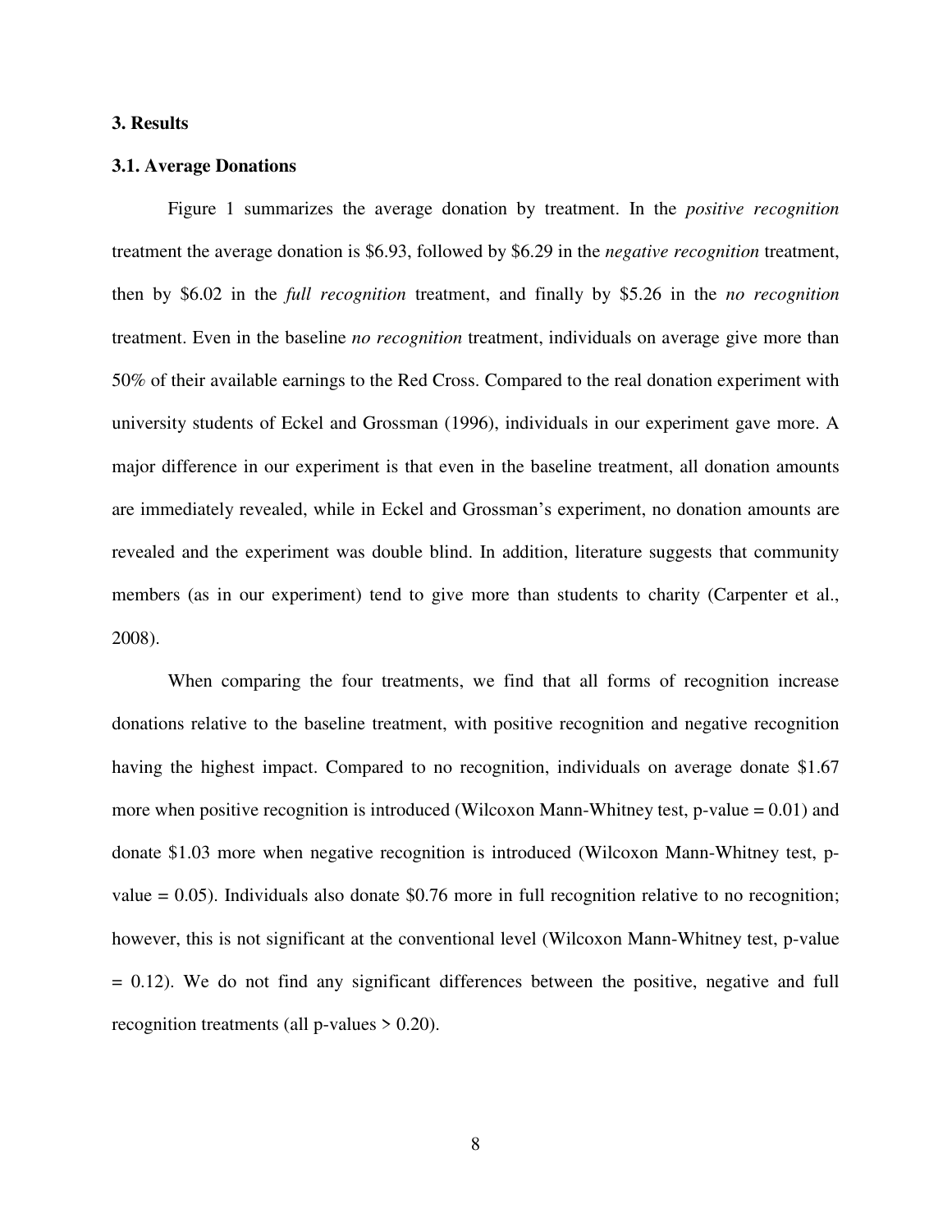## 3. Results

### 3.1. Average Donations

Figure 1 summarizes the average donation by treatment. In the *positive recognition* treatment the average donation is \$6.93, followed by \$6.29 in the *negative recognition* treatment, then by \$6.02 in the *full recognition* treatment, and finally by \$5.26 in the *no recognition* treatment. Even in the baseline *no recognition* treatment, individuals on average give more than 50% of their available earnings to the Red Cross. Compared to the real donation experiment with university students of Eckel and Grossman (1996), individuals in our experiment gave more. A major difference in our experiment is that even in the baseline treatment, all donation amounts are immediately revealed, while in Eckel and Grossman's experiment, no donation amounts are revealed and the experiment was double blind. In addition, literature suggests that community members (as in our experiment) tend to give more than students to charity (Carpenter et al., 2008).

When comparing the four treatments, we find that all forms of recognition increase donations relative to the baseline treatment, with positive recognition and negative recognition having the highest impact. Compared to no recognition, individuals on average donate \$1.67 more when positive recognition is introduced (Wilcoxon Mann-Whitney test, p-value = 0.01) and donate \$1.03 more when negative recognition is introduced (Wilcoxon Mann-Whitney test, p-value = 0.05). Individuals also donate \$0.76 more in full recognition relative to no recognition; however, this is not significant at the conventional level (Wilcoxon Mann-Whitney test, p-value = 0.12). We do not find any significant differences between the positive, negative and full recognition treatments (all p-values > 0.20).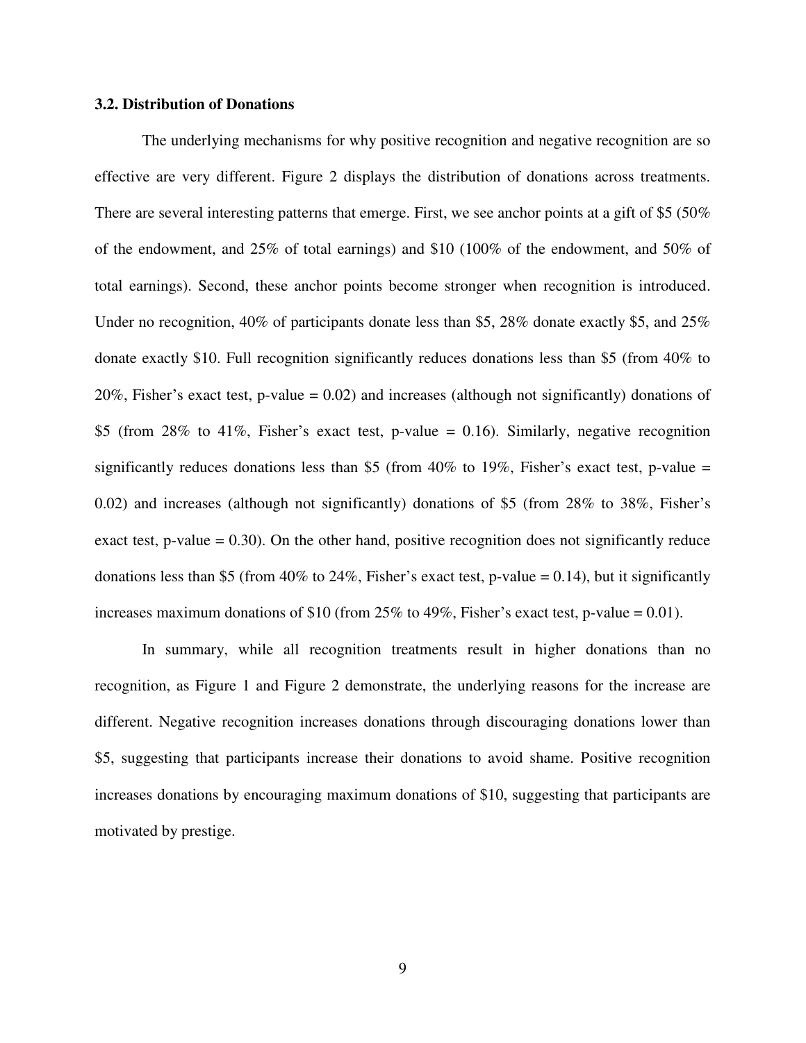### 3.2. Distribution of Donations

The underlying mechanisms for why positive recognition and negative recognition are so effective are very different. Figure 2 displays the distribution of donations across treatments. There are several interesting patterns that emerge. First, we see anchor points at a gift of $5 (50% of the endowment, and 25% of total earnings) and $10 (100% of the endowment, and 50% of total earnings). Second, these anchor points become stronger when recognition is introduced. Under no recognition, 40% of participants donate less than $5, 28% donate exactly $5, and 25% donate exactly $10. Full recognition significantly reduces donations less than $5 (from 40% to 20%, Fisher's exact test, p-value = 0.02) and increases (although not significantly) donations of $5 (from 28% to 41%, Fisher's exact test, p-value = 0.16). Similarly, negative recognition significantly reduces donations less than $5 (from 40% to 19%, Fisher's exact test, p-value = 0.02) and increases (although not significantly) donations of $5 (from 28% to 38%, Fisher's exact test, p-value = 0.30). On the other hand, positive recognition does not significantly reduce donations less than $5 (from 40% to 24%, Fisher's exact test, p-value = 0.14), but it significantly increases maximum donations of $10 (from 25% to 49%, Fisher's exact test, p-value = 0.01).

In summary, while all recognition treatments result in higher donations than no recognition, as Figure 1 and Figure 2 demonstrate, the underlying reasons for the increase are different. Negative recognition increases donations through discouraging donations lower than $5, suggesting that participants increase their donations to avoid shame. Positive recognition increases donations by encouraging maximum donations of $10, suggesting that participants are motivated by prestige.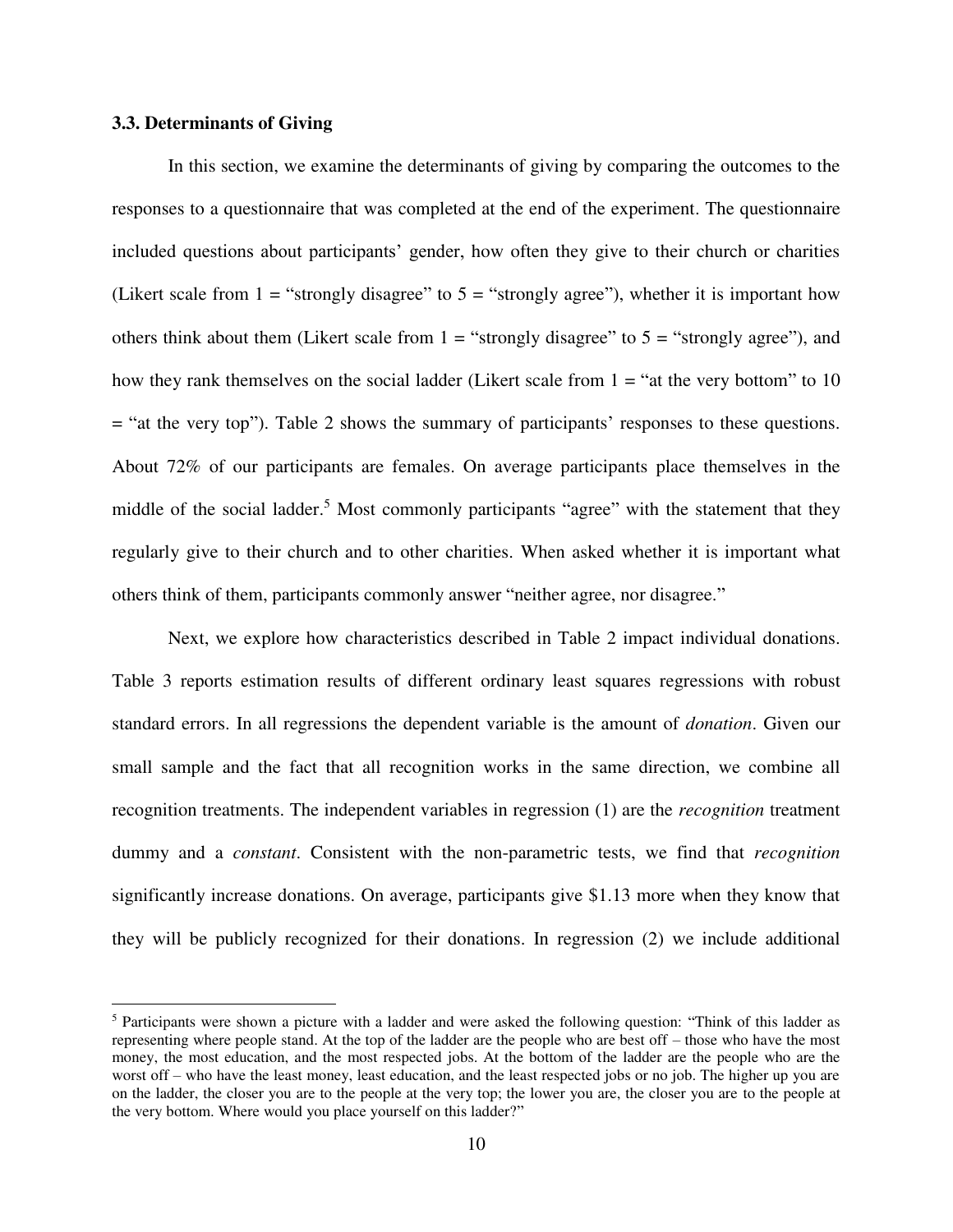### 3.3. Determinants of Giving

In this section, we examine the determinants of giving by comparing the outcomes to the responses to a questionnaire that was completed at the end of the experiment. The questionnaire included questions about participants' gender, how often they give to their church or charities (Likert scale from 1 = "strongly disagree" to 5 = "strongly agree"), whether it is important how others think about them (Likert scale from 1 = "strongly disagree" to 5 = "strongly agree"), and how they rank themselves on the social ladder (Likert scale from 1 = "at the very bottom" to 10 = "at the very top"). Table 2 shows the summary of participants' responses to these questions. About 72% of our participants are females. On average participants place themselves in the middle of the social ladder.[5] Most commonly participants "agree" with the statement that they regularly give to their church and to other charities. When asked whether it is important what others think of them, participants commonly answer "neither agree, nor disagree."

Next, we explore how characteristics described in Table 2 impact individual donations. Table 3 reports estimation results of different ordinary least squares regressions with robust standard errors. In all regressions the dependent variable is the amount of *donation*. Given our small sample and the fact that all recognition works in the same direction, we combine all recognition treatments. The independent variables in regression (1) are the *recognition* treatment dummy and a *constant*. Consistent with the non-parametric tests, we find that *recognition* significantly increase donations. On average, participants give $1.13 more when they know that they will be publicly recognized for their donations. In regression (2) we include additional

[5] Participants were shown a picture with a ladder and were asked the following question: "Think of this ladder as representing where people stand. At the top of the ladder are the people who are best off – those who have the most money, the most education, and the most respected jobs. At the bottom of the ladder are the people who are the worst off – who have the least money, least education, and the least respected jobs or no job. The higher up you are on the ladder, the closer you are to the people at the very top; the lower you are, the closer you are to the people at the very bottom. Where would you place yourself on this ladder?"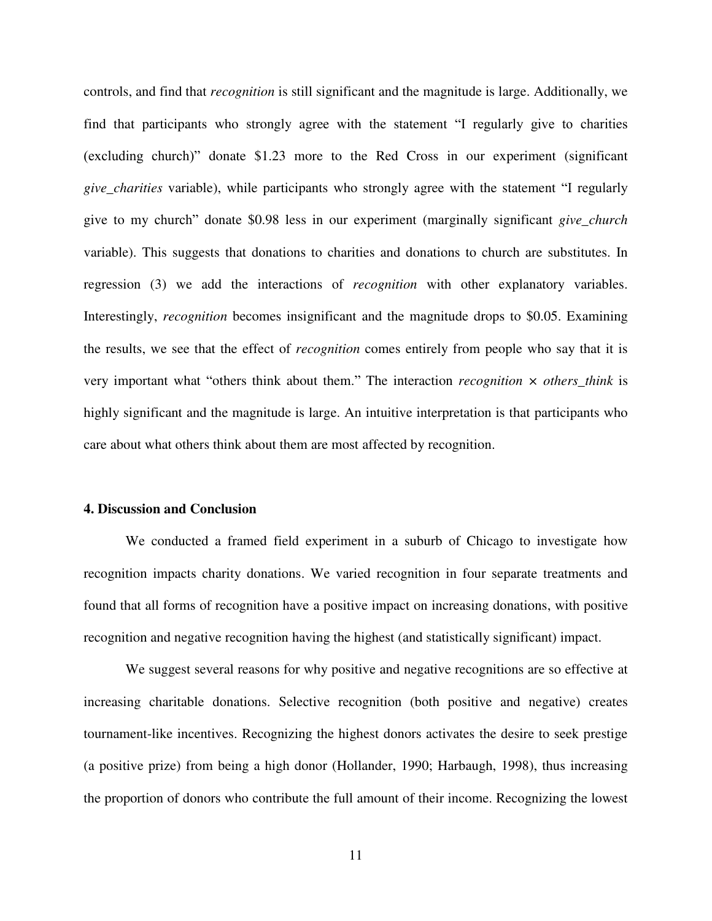controls, and find that *recognition* is still significant and the magnitude is large. Additionally, we find that participants who strongly agree with the statement "I regularly give to charities (excluding church)" donate $1.23 more to the Red Cross in our experiment (significant *give_charities* variable), while participants who strongly agree with the statement "I regularly give to my church" donate $0.98 less in our experiment (marginally significant *give_church* variable). This suggests that donations to charities and donations to church are substitutes. In regression (3) we add the interactions of *recognition* with other explanatory variables. Interestingly, *recognition* becomes insignificant and the magnitude drops to $0.05. Examining the results, we see that the effect of *recognition* comes entirely from people who say that it is very important what "others think about them." The interaction *recognition* × *others_think* is highly significant and the magnitude is large. An intuitive interpretation is that participants who care about what others think about them are most affected by recognition.

### 4. Discussion and Conclusion

We conducted a framed field experiment in a suburb of Chicago to investigate how recognition impacts charity donations. We varied recognition in four separate treatments and found that all forms of recognition have a positive impact on increasing donations, with positive recognition and negative recognition having the highest (and statistically significant) impact.

We suggest several reasons for why positive and negative recognitions are so effective at increasing charitable donations. Selective recognition (both positive and negative) creates tournament-like incentives. Recognizing the highest donors activates the desire to seek prestige (a positive prize) from being a high donor (Hollander, 1990; Harbaugh, 1998), thus increasing the proportion of donors who contribute the full amount of their income. Recognizing the lowest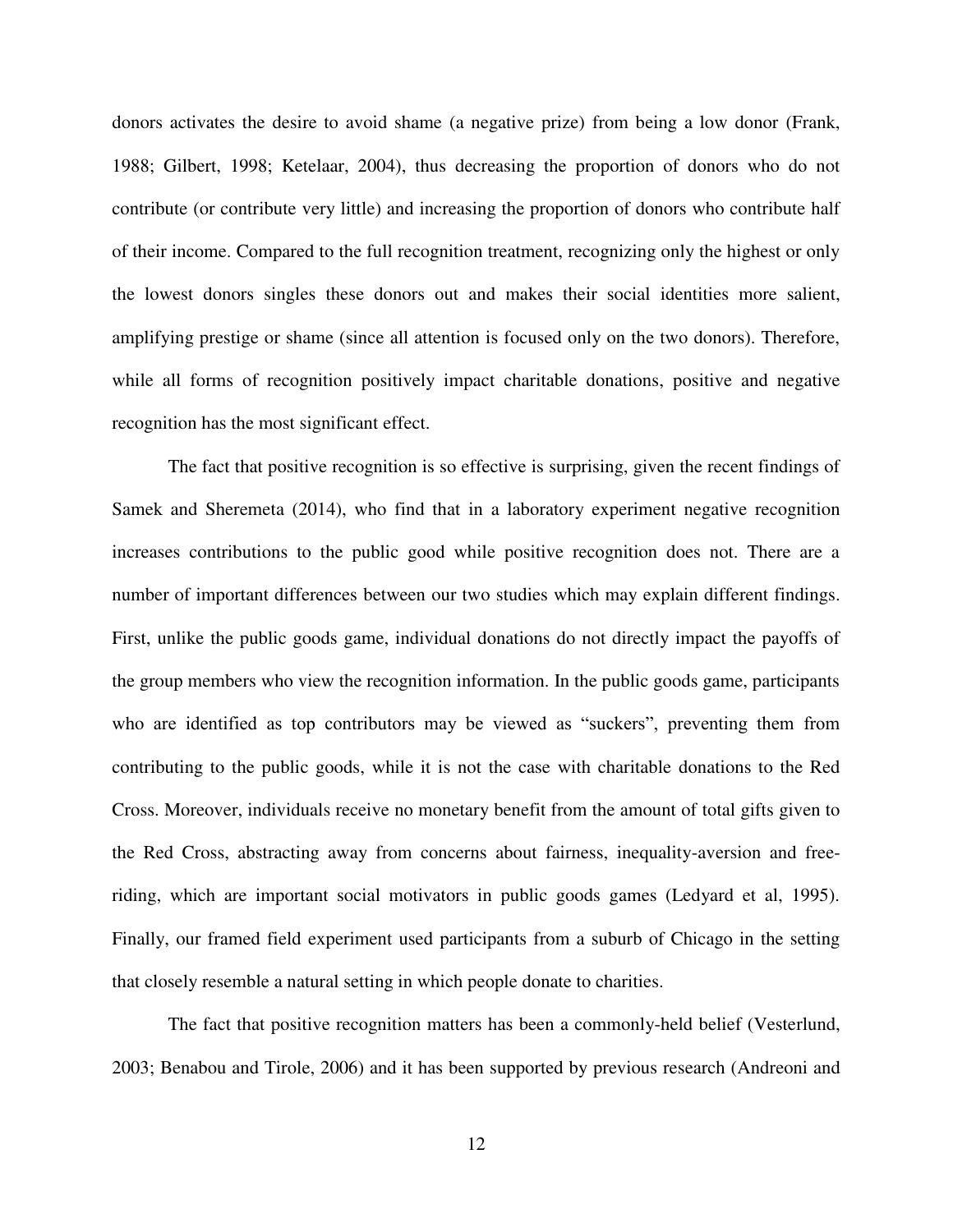donors activates the desire to avoid shame (a negative prize) from being a low donor (Frank, 1988; Gilbert, 1998; Ketelaar, 2004), thus decreasing the proportion of donors who do not contribute (or contribute very little) and increasing the proportion of donors who contribute half of their income. Compared to the full recognition treatment, recognizing only the highest or only the lowest donors singles these donors out and makes their social identities more salient, amplifying prestige or shame (since all attention is focused only on the two donors). Therefore, while all forms of recognition positively impact charitable donations, positive and negative recognition has the most significant effect.

The fact that positive recognition is so effective is surprising, given the recent findings of Samek and Sheremeta (2014), who find that in a laboratory experiment negative recognition increases contributions to the public good while positive recognition does not. There are a number of important differences between our two studies which may explain different findings. First, unlike the public goods game, individual donations do not directly impact the payoffs of the group members who view the recognition information. In the public goods game, participants who are identified as top contributors may be viewed as "suckers", preventing them from contributing to the public goods, while it is not the case with charitable donations to the Red Cross. Moreover, individuals receive no monetary benefit from the amount of total gifts given to the Red Cross, abstracting away from concerns about fairness, inequality-aversion and free-riding, which are important social motivators in public goods games (Ledyard et al, 1995). Finally, our framed field experiment used participants from a suburb of Chicago in the setting that closely resemble a natural setting in which people donate to charities.

The fact that positive recognition matters has been a commonly-held belief (Vesterlund, 2003; Benabou and Tirole, 2006) and it has been supported by previous research (Andreoni and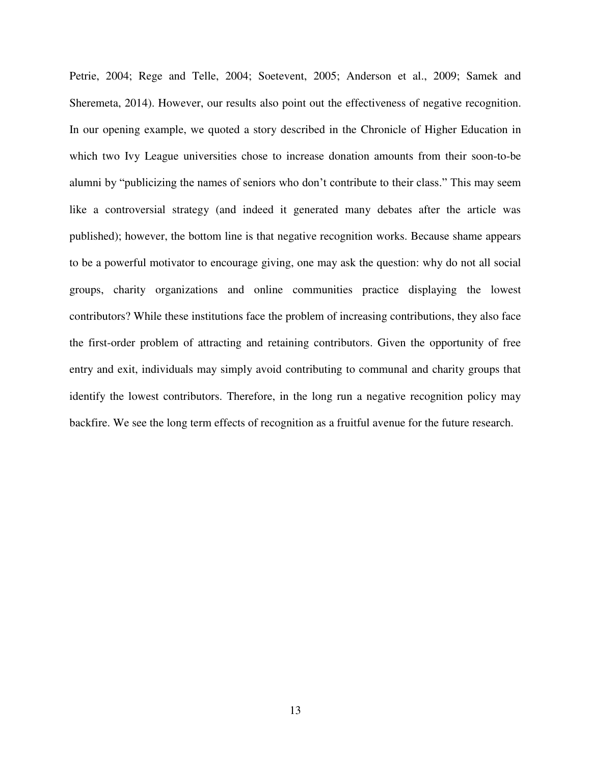Petrie, 2004; Rege and Telle, 2004; Soetevent, 2005; Anderson et al., 2009; Samek and Sheremeta, 2014). However, our results also point out the effectiveness of negative recognition. In our opening example, we quoted a story described in the Chronicle of Higher Education in which two Ivy League universities chose to increase donation amounts from their soon-to-be alumni by "publicizing the names of seniors who don't contribute to their class." This may seem like a controversial strategy (and indeed it generated many debates after the article was published); however, the bottom line is that negative recognition works. Because shame appears to be a powerful motivator to encourage giving, one may ask the question: why do not all social groups, charity organizations and online communities practice displaying the lowest contributors? While these institutions face the problem of increasing contributions, they also face the first-order problem of attracting and retaining contributors. Given the opportunity of free entry and exit, individuals may simply avoid contributing to communal and charity groups that identify the lowest contributors. Therefore, in the long run a negative recognition policy may backfire. We see the long term effects of recognition as a fruitful avenue for the future research.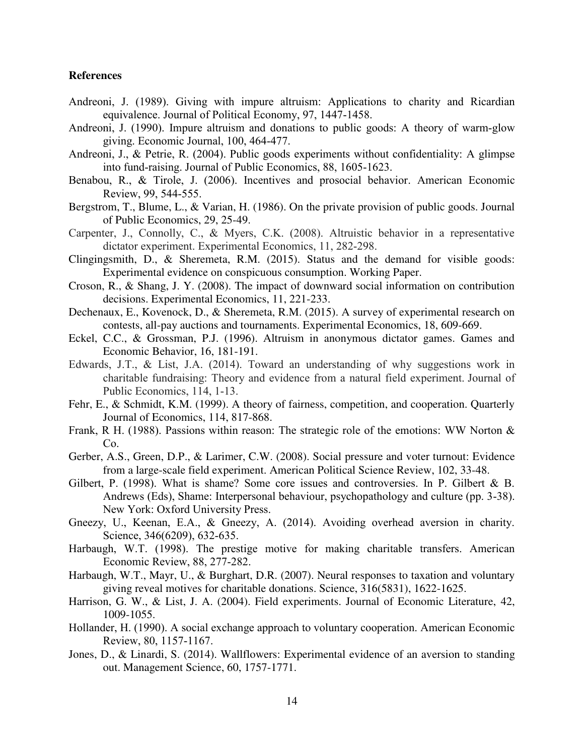**References**

Andreoni, J. (1989). Giving with impure altruism: Applications to charity and Ricardian equivalence. Journal of Political Economy, 97, 1447-1458.

Andreoni, J. (1990). Impure altruism and donations to public goods: A theory of warm-glow giving. Economic Journal, 100, 464-477.

Andreoni, J., & Petrie, R. (2004). Public goods experiments without confidentiality: A glimpse into fund-raising. Journal of Public Economics, 88, 1605-1623.

Benabou, R., & Tirole, J. (2006). Incentives and prosocial behavior. American Economic Review, 99, 544-555.

Bergstrom, T., Blume, L., & Varian, H. (1986). On the private provision of public goods. Journal of Public Economics, 29, 25-49.

Carpenter, J., Connolly, C., & Myers, C.K. (2008). Altruistic behavior in a representative dictator experiment. Experimental Economics, 11, 282-298.

Clingingsmith, D., & Sheremeta, R.M. (2015). Status and the demand for visible goods: Experimental evidence on conspicuous consumption. Working Paper.

Croson, R., & Shang, J. Y. (2008). The impact of downward social information on contribution decisions. Experimental Economics, 11, 221-233.

Dechenaux, E., Kovenock, D., & Sheremeta, R.M. (2015). A survey of experimental research on contests, all-pay auctions and tournaments. Experimental Economics, 18, 609-669.

Eckel, C.C., & Grossman, P.J. (1996). Altruism in anonymous dictator games. Games and Economic Behavior, 16, 181-191.

Edwards, J.T., & List, J.A. (2014). Toward an understanding of why suggestions work in charitable fundraising: Theory and evidence from a natural field experiment. Journal of Public Economics, 114, 1-13.

Fehr, E., & Schmidt, K.M. (1999). A theory of fairness, competition, and cooperation. Quarterly Journal of Economics, 114, 817-868.

Frank, R H. (1988). Passions within reason: The strategic role of the emotions: WW Norton & Co.

Gerber, A.S., Green, D.P., & Larimer, C.W. (2008). Social pressure and voter turnout: Evidence from a large-scale field experiment. American Political Science Review, 102, 33-48.

Gilbert, P. (1998). What is shame? Some core issues and controversies. In P. Gilbert & B. Andrews (Eds), Shame: Interpersonal behaviour, psychopathology and culture (pp. 3-38). New York: Oxford University Press.

Gneezy, U., Keenan, E.A., & Gneezy, A. (2014). Avoiding overhead aversion in charity. Science, 346(6209), 632-635.

Harbaugh, W.T. (1998). The prestige motive for making charitable transfers. American Economic Review, 88, 277-282.

Harbaugh, W.T., Mayr, U., & Burghart, D.R. (2007). Neural responses to taxation and voluntary giving reveal motives for charitable donations. Science, 316(5831), 1622-1625.

Harrison, G. W., & List, J. A. (2004). Field experiments. Journal of Economic Literature, 42, 1009-1055.

Hollander, H. (1990). A social exchange approach to voluntary cooperation. American Economic Review, 80, 1157-1167.

Jones, D., & Linardi, S. (2014). Wallflowers: Experimental evidence of an aversion to standing out. Management Science, 60, 1757-1771.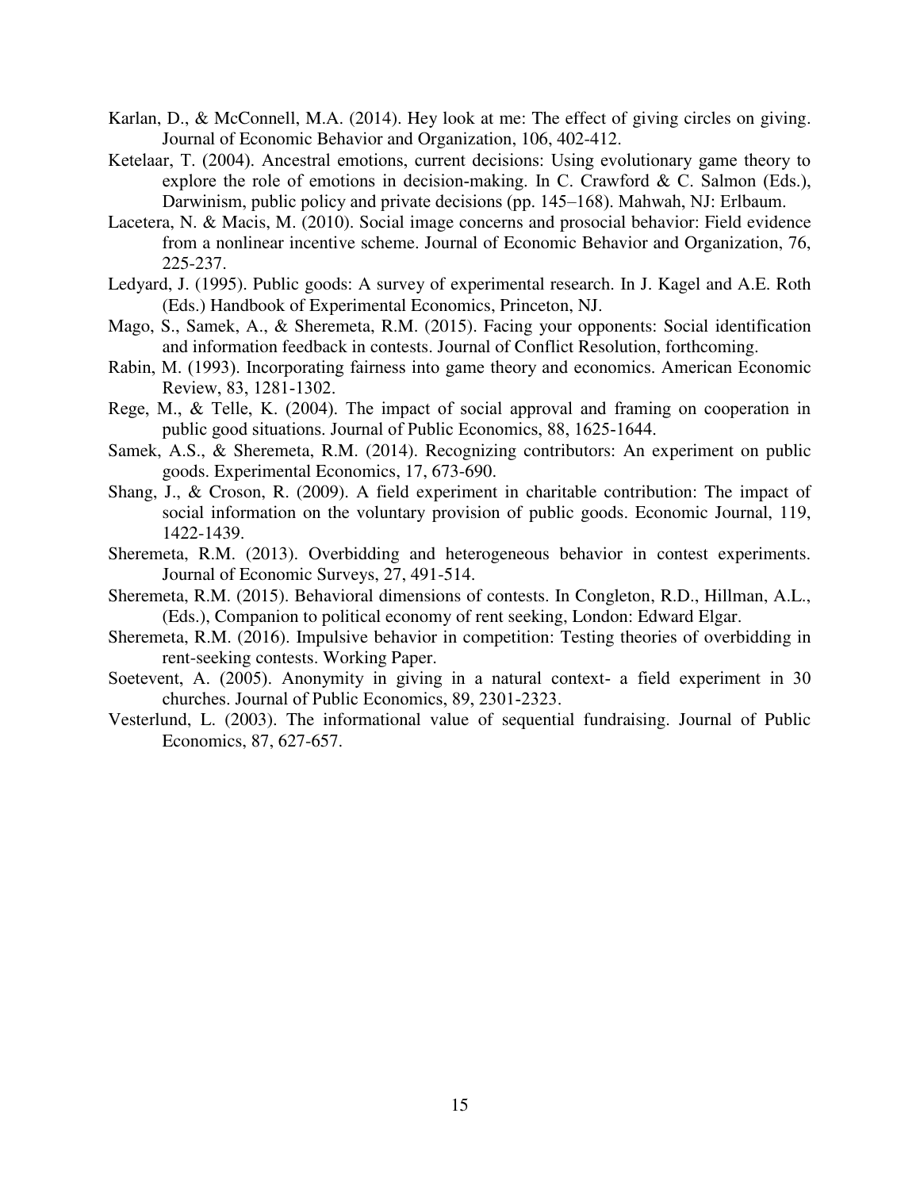Karlan, D., & McConnell, M.A. (2014). Hey look at me: The effect of giving circles on giving. Journal of Economic Behavior and Organization, 106, 402-412.

Ketelaar, T. (2004). Ancestral emotions, current decisions: Using evolutionary game theory to explore the role of emotions in decision-making. In C. Crawford & C. Salmon (Eds.), Darwinism, public policy and private decisions (pp. 145–168). Mahwah, NJ: Erlbaum.

Lacetera, N. & Macis, M. (2010). Social image concerns and prosocial behavior: Field evidence from a nonlinear incentive scheme. Journal of Economic Behavior and Organization, 76, 225-237.

Ledyard, J. (1995). Public goods: A survey of experimental research. In J. Kagel and A.E. Roth (Eds.) Handbook of Experimental Economics, Princeton, NJ.

Mago, S., Samek, A., & Sheremeta, R.M. (2015). Facing your opponents: Social identification and information feedback in contests. Journal of Conflict Resolution, forthcoming.

Rabin, M. (1993). Incorporating fairness into game theory and economics. American Economic Review, 83, 1281-1302.

Rege, M., & Telle, K. (2004). The impact of social approval and framing on cooperation in public good situations. Journal of Public Economics, 88, 1625-1644.

Samek, A.S., & Sheremeta, R.M. (2014). Recognizing contributors: An experiment on public goods. Experimental Economics, 17, 673-690.

Shang, J., & Croson, R. (2009). A field experiment in charitable contribution: The impact of social information on the voluntary provision of public goods. Economic Journal, 119, 1422-1439.

Sheremeta, R.M. (2013). Overbidding and heterogeneous behavior in contest experiments. Journal of Economic Surveys, 27, 491-514.

Sheremeta, R.M. (2015). Behavioral dimensions of contests. In Congleton, R.D., Hillman, A.L., (Eds.), Companion to political economy of rent seeking, London: Edward Elgar.

Sheremeta, R.M. (2016). Impulsive behavior in competition: Testing theories of overbidding in rent-seeking contests. Working Paper.

Soetevent, A. (2005). Anonymity in giving in a natural context- a field experiment in 30 churches. Journal of Public Economics, 89, 2301-2323.

Vesterlund, L. (2003). The informational value of sequential fundraising. Journal of Public Economics, 87, 627-657.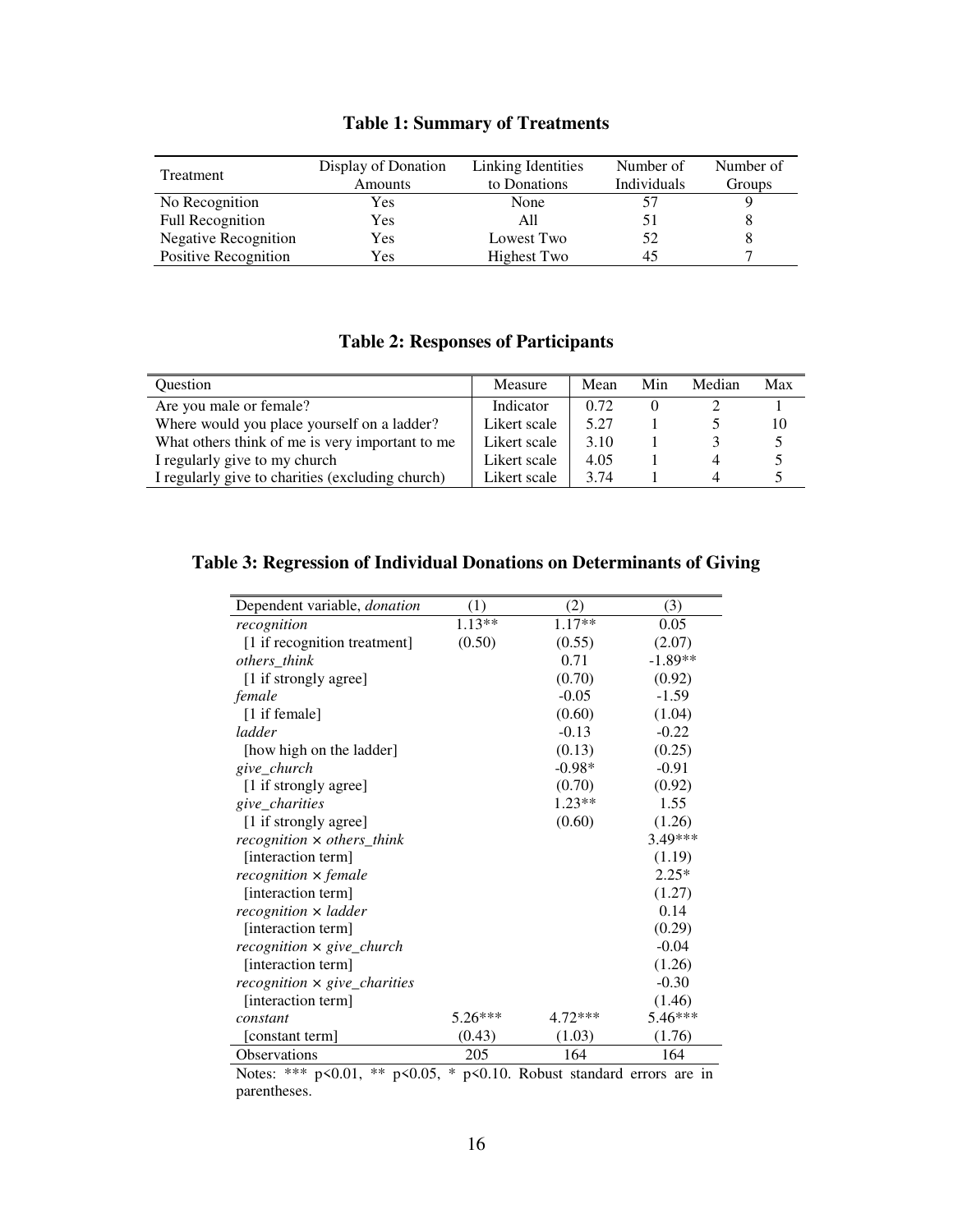## Table 1: Summary of Treatments

| Treatment | Display of Donation Amounts | Linking Identities to Donations | Number of Individuals | Number of Groups |
|---|---|---|---|---|
| No Recognition | Yes | None | 57 | 9 |
| Full Recognition | Yes | All | 51 | 8 |
| Negative Recognition | Yes | Lowest Two | 52 | 8 |
| Positive Recognition | Yes | Highest Two | 45 | 7 |

## Table 2: Responses of Participants

| Question | Measure | Mean | Min | Median | Max |
|---|---|---|---|---|---|
| Are you male or female? | Indicator | 0.72 | 0 | 2 | 1 |
| Where would you place yourself on a ladder? | Likert scale | 5.27 | 1 | 5 | 10 |
| What others think of me is very important to me | Likert scale | 3.10 | 1 | 3 | 5 |
| I regularly give to my church | Likert scale | 4.05 | 1 | 4 | 5 |
| I regularly give to charities (excluding church) | Likert scale | 3.74 | 1 | 4 | 5 |

## Table 3: Regression of Individual Donations on Determinants of Giving

| Dependent variable, *donation* | (1) | (2) | (3) |
|---|---|---|---|
| *recognition* | 1.13** | 1.17** | 0.05 |
| [1 if recognition treatment] | (0.50) | (0.55) | (2.07) |
| *others_think* | | 0.71 | -1.89** |
| [1 if strongly agree] | | (0.70) | (0.92) |
| *female* | | -0.05 | -1.59 |
| [1 if female] | | (0.60) | (1.04) |
| *ladder* | | -0.13 | -0.22 |
| [how high on the ladder] | | (0.13) | (0.25) |
| *give_church* | | -0.98* | -0.91 |
| [1 if strongly agree] | | (0.70) | (0.92) |
| *give_charities* | | 1.23** | 1.55 |
| [1 if strongly agree] | | (0.60) | (1.26) |
| *recognition* × *others_think* | | | 3.49*** |
| [interaction term] | | | (1.19) |
| *recognition* × *female* | | | 2.25* |
| [interaction term] | | | (1.27) |
| *recognition* × *ladder* | | | 0.14 |
| [interaction term] | | | (0.29) |
| *recognition* × *give_church* | | | -0.04 |
| [interaction term] | | | (1.26) |
| *recognition* × *give_charities* | | | -0.30 |
| [interaction term] | | | (1.46) |
| *constant* | 5.26*** | 4.72*** | 5.46*** |
| [constant term] | (0.43) | (1.03) | (1.76) |
| Observations | 205 | 164 | 164 |

Notes: *** p<0.01, ** p<0.05, * p<0.10. Robust standard errors are in parentheses.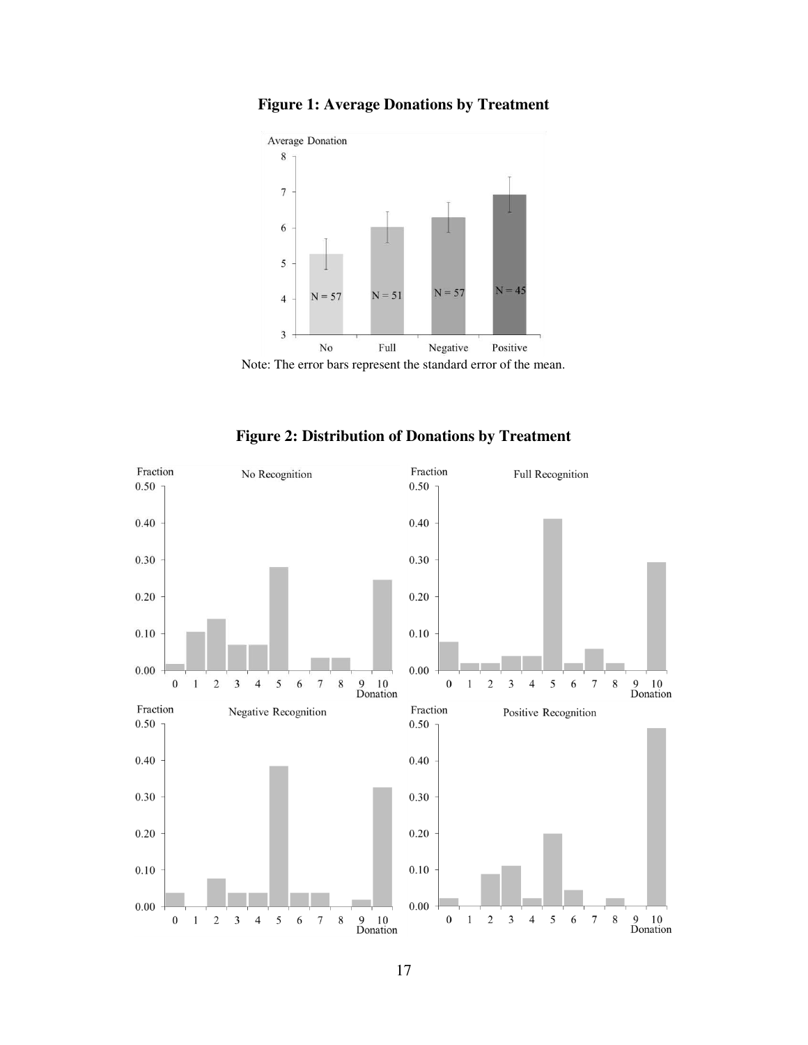**Figure 1: Average Donations by Treatment**

Note: The error bars represent the standard error of the mean.

**Figure 2: Distribution of Donations by Treatment**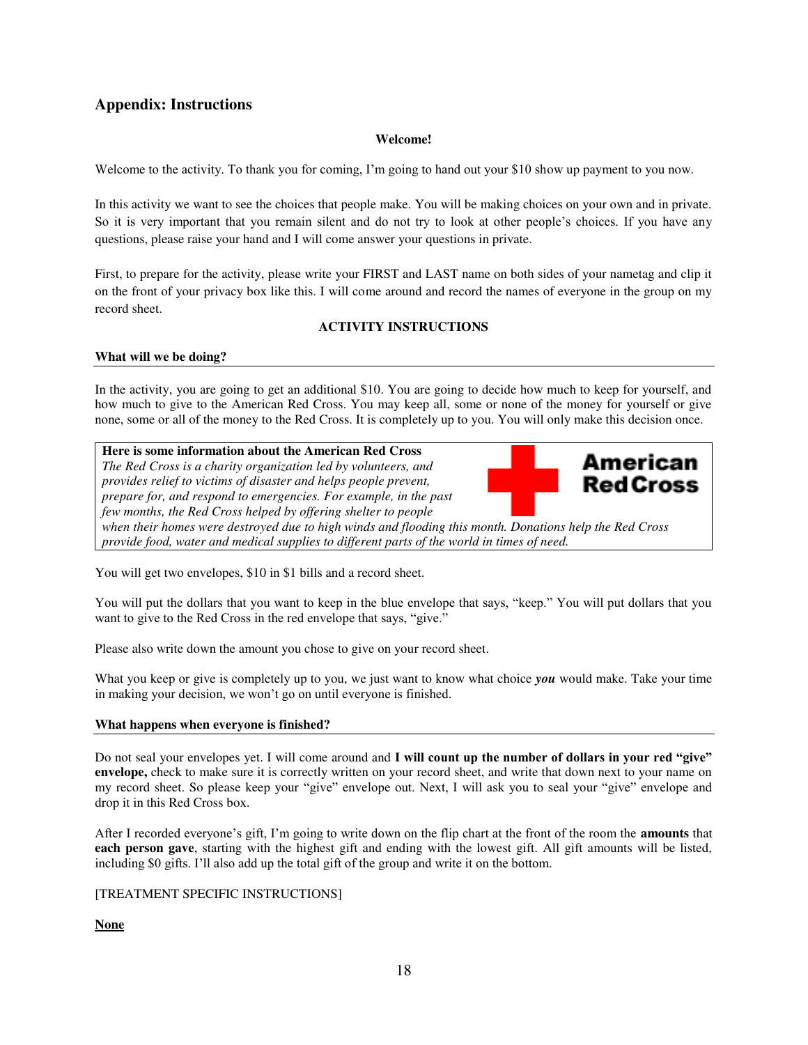## Appendix: Instructions

**Welcome!**

Welcome to the activity. To thank you for coming, I'm going to hand out your $10 show up payment to you now.

In this activity we want to see the choices that people make. You will be making choices on your own and in private. So it is very important that you remain silent and do not try to look at other people's choices. If you have any questions, please raise your hand and I will come answer your questions in private.

First, to prepare for the activity, please write your FIRST and LAST name on both sides of your nametag and clip it on the front of your privacy box like this. I will come around and record the names of everyone in the group on my record sheet.

**ACTIVITY INSTRUCTIONS**

**What will we be doing?**

In the activity, you are going to get an additional $10. You are going to decide how much to keep for yourself, and how much to give to the American Red Cross. You may keep all, some or none of the money for yourself or give none, some or all of the money to the Red Cross. It is completely up to you. You will only make this decision once.

**Here is some information about the American Red Cross**
*The Red Cross is a charity organization led by volunteers, and provides relief to victims of disaster and helps people prevent, prepare for, and respond to emergencies. For example, in the past few months, the Red Cross helped by offering shelter to people when their homes were destroyed due to high winds and flooding this month. Donations help the Red Cross provide food, water and medical supplies to different parts of the world in times of need.*

You will get two envelopes, $10 in $1 bills and a record sheet.

You will put the dollars that you want to keep in the blue envelope that says, "keep." You will put dollars that you want to give to the Red Cross in the red envelope that says, "give."

Please also write down the amount you chose to give on your record sheet.

What you keep or give is completely up to you, we just want to know what choice ***you*** would make. Take your time in making your decision, we won't go on until everyone is finished.

**What happens when everyone is finished?**

Do not seal your envelopes yet. I will come around and **I will count up the number of dollars in your red "give" envelope,** check to make sure it is correctly written on your record sheet, and write that down next to your name on my record sheet. So please keep your "give" envelope out. Next, I will ask you to seal your "give" envelope and drop it in this Red Cross box.

After I recorded everyone's gift, I'm going to write down on the flip chart at the front of the room the **amounts** that **each person gave**, starting with the highest gift and ending with the lowest gift. All gift amounts will be listed, including $0 gifts. I'll also add up the total gift of the group and write it on the bottom.

[TREATMENT SPECIFIC INSTRUCTIONS]

**None**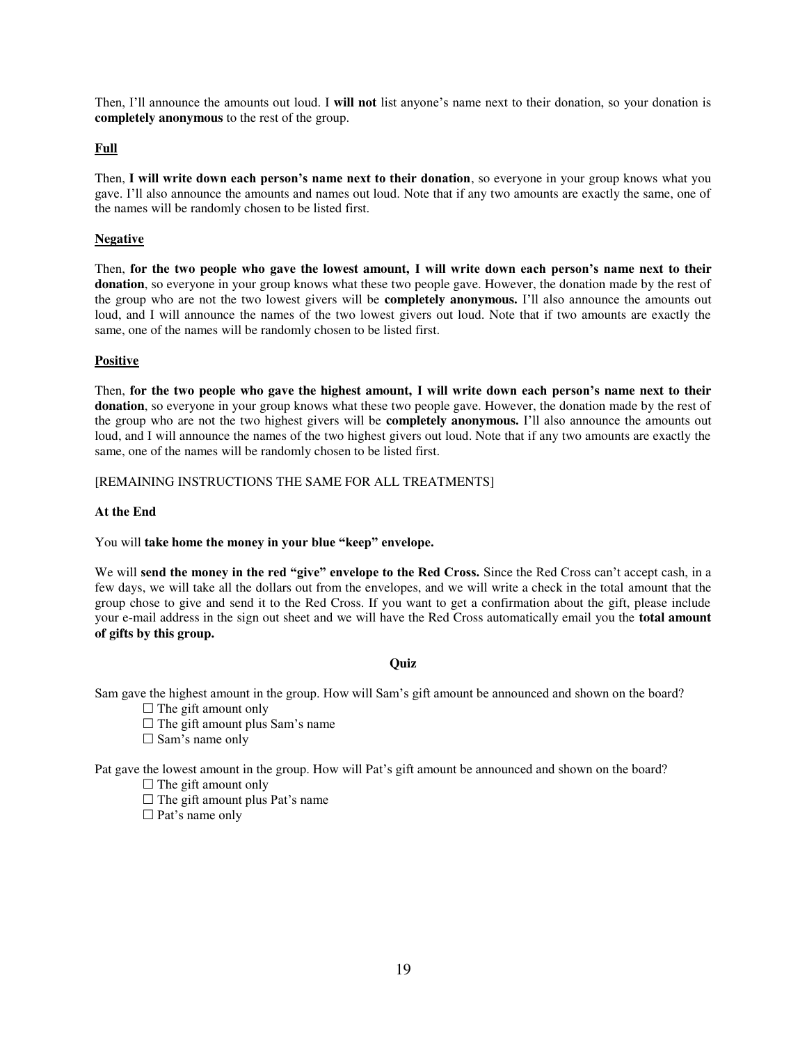Then, I'll announce the amounts out loud. I **will not** list anyone's name next to their donation, so your donation is **completely anonymous** to the rest of the group.

**Full**

Then, **I will write down each person's name next to their donation**, so everyone in your group knows what you gave. I'll also announce the amounts and names out loud. Note that if any two amounts are exactly the same, one of the names will be randomly chosen to be listed first.

**Negative**

Then, **for the two people who gave the lowest amount, I will write down each person's name next to their donation**, so everyone in your group knows what these two people gave. However, the donation made by the rest of the group who are not the two lowest givers will be **completely anonymous.** I'll also announce the amounts out loud, and I will announce the names of the two lowest givers out loud. Note that if two amounts are exactly the same, one of the names will be randomly chosen to be listed first.

**Positive**

Then, **for the two people who gave the highest amount, I will write down each person's name next to their donation**, so everyone in your group knows what these two people gave. However, the donation made by the rest of the group who are not the two highest givers will be **completely anonymous.** I'll also announce the amounts out loud, and I will announce the names of the two highest givers out loud. Note that if any two amounts are exactly the same, one of the names will be randomly chosen to be listed first.

[REMAINING INSTRUCTIONS THE SAME FOR ALL TREATMENTS]

**At the End**

You will **take home the money in your blue "keep" envelope.**

We will **send the money in the red "give" envelope to the Red Cross.** Since the Red Cross can't accept cash, in a few days, we will take all the dollars out from the envelopes, and we will write a check in the total amount that the group chose to give and send it to the Red Cross. If you want to get a confirmation about the gift, please include your e-mail address in the sign out sheet and we will have the Red Cross automatically email you the **total amount of gifts by this group.**

**Quiz**

Sam gave the highest amount in the group. How will Sam's gift amount be announced and shown on the board?

☐ The gift amount only
☐ The gift amount plus Sam's name
☐ Sam's name only

Pat gave the lowest amount in the group. How will Pat's gift amount be announced and shown on the board?

☐ The gift amount only
☐ The gift amount plus Pat's name
☐ Pat's name only